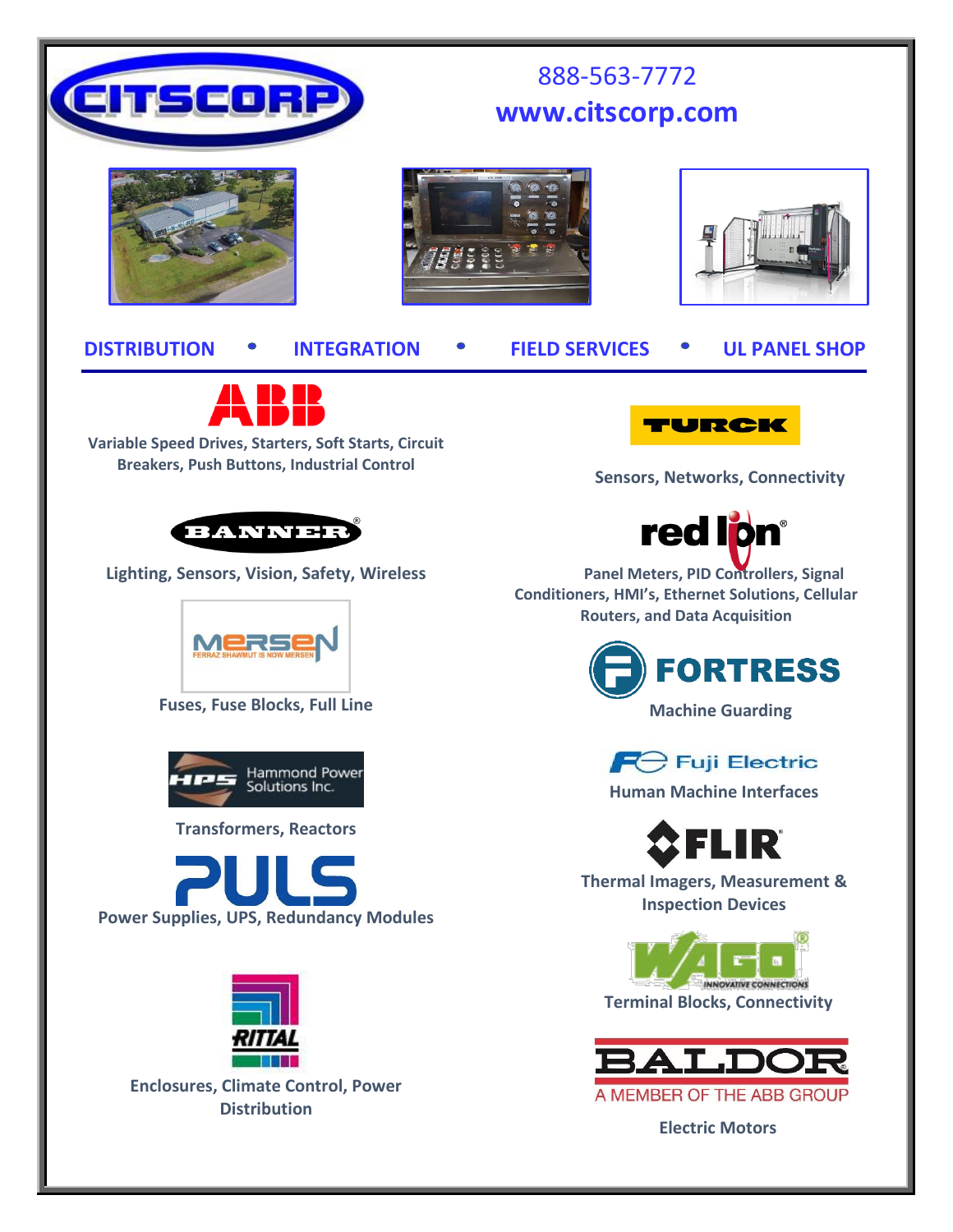# CITSCORP

888-563-7772

**www.citscorp.com**

**DISTRIBUTION • INTEGRATION • FIELD SERVICES • UL PANEL SHOP**

---

**ABB**

**Variable Speed Drives, Starters, Soft Starts, Circuit Breakers, Push Buttons, Industrial Control**

**TURCK**

**Sensors, Networks, Connectivity**

**BANNER**

**Lighting, Sensors, Vision, Safety, Wireless**

**red lion**

**Panel Meters, PID Controllers, Signal Conditioners, HMI's, Ethernet Solutions, Cellular Routers, and Data Acquisition**

**MERSEN** FERRAZ SHAWMUT IS NOW MERSEN

**Fuses, Fuse Blocks, Full Line**

**FORTRESS**

**Machine Guarding**

**HPS Hammond Power Solutions Inc.**

**Transformers, Reactors**

**Fuji Electric**

**Human Machine Interfaces**

**PULS**

**Power Supplies, UPS, Redundancy Modules**

**FLIR**

**Thermal Imagers, Measurement & Inspection Devices**

**WAGO** INNOVATIVE CONNECTIONS

**Terminal Blocks, Connectivity**

**RITTAL**

**Enclosures, Climate Control, Power Distribution**

**BALDOR** A MEMBER OF THE ABB GROUP

**Electric Motors**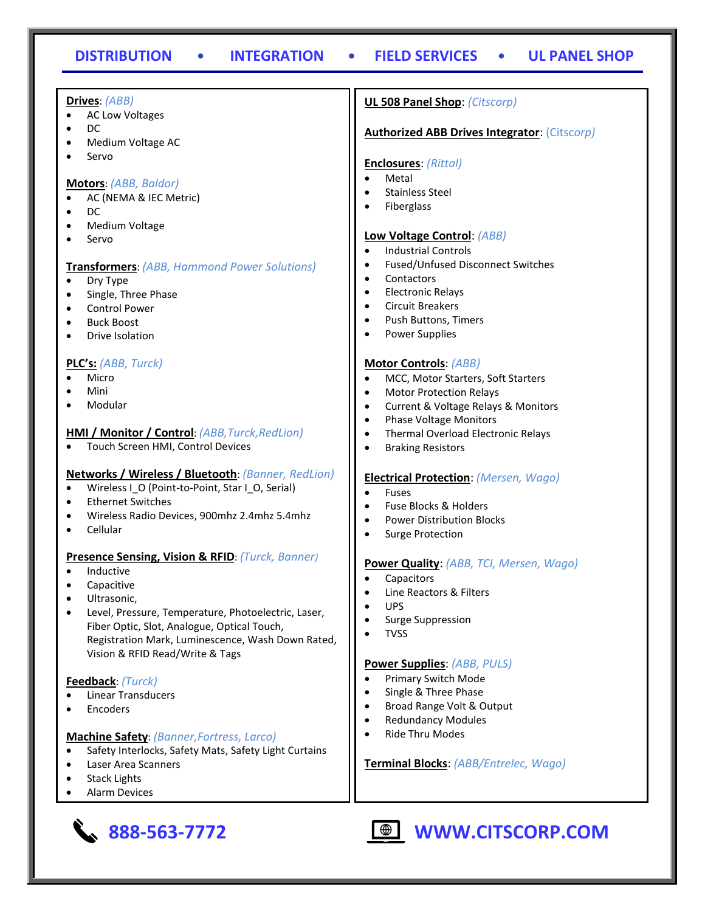**DISTRIBUTION • INTEGRATION • FIELD SERVICES • UL PANEL SHOP**

**Drives**: *(ABB)*
- AC Low Voltages
- DC
- Medium Voltage AC
- Servo

**Motors**: *(ABB, Baldor)*
- AC (NEMA & IEC Metric)
- DC
- Medium Voltage
- Servo

**Transformers**: *(ABB, Hammond Power Solutions)*
- Dry Type
- Single, Three Phase
- Control Power
- Buck Boost
- Drive Isolation

**PLC's:** *(ABB, Turck)*
- Micro
- Mini
- Modular

**HMI / Monitor / Control**: *(ABB,Turck,RedLion)*
- Touch Screen HMI, Control Devices

**Networks / Wireless / Bluetooth**: *(Banner, RedLion)*
- Wireless I_O (Point-to-Point, Star I_O, Serial)
- Ethernet Switches
- Wireless Radio Devices, 900mhz 2.4mhz 5.4mhz
- Cellular

**Presence Sensing, Vision & RFID**: *(Turck, Banner)*
- Inductive
- Capacitive
- Ultrasonic,
- Level, Pressure, Temperature, Photoelectric, Laser, Fiber Optic, Slot, Analogue, Optical Touch, Registration Mark, Luminescence, Wash Down Rated, Vision & RFID Read/Write & Tags

**Feedback**: *(Turck)*
- Linear Transducers
- Encoders

**Machine Safety**: *(Banner,Fortress, Larco)*
- Safety Interlocks, Safety Mats, Safety Light Curtains
- Laser Area Scanners
- Stack Lights
- Alarm Devices

**UL 508 Panel Shop**: *(Citscorp)*

**Authorized ABB Drives Integrator**: (Citscorp)

**Enclosures**: *(Rittal)*
- Metal
- Stainless Steel
- Fiberglass

**Low Voltage Control**: *(ABB)*
- Industrial Controls
- Fused/Unfused Disconnect Switches
- Contactors
- Electronic Relays
- Circuit Breakers
- Push Buttons, Timers
- Power Supplies

**Motor Controls**: *(ABB)*
- MCC, Motor Starters, Soft Starters
- Motor Protection Relays
- Current & Voltage Relays & Monitors
- Phase Voltage Monitors
- Thermal Overload Electronic Relays
- Braking Resistors

**Electrical Protection**: *(Mersen, Wago)*
- Fuses
- Fuse Blocks & Holders
- Power Distribution Blocks
- Surge Protection

**Power Quality**: *(ABB, TCI, Mersen, Wago)*
- Capacitors
- Line Reactors & Filters
- UPS
- Surge Suppression
- TVSS

**Power Supplies**: *(ABB, PULS)*
- Primary Switch Mode
- Single & Three Phase
- Broad Range Volt & Output
- Redundancy Modules
- Ride Thru Modes

**Terminal Blocks**: *(ABB/Entrelec, Wago)*

**888-563-7772** **WWW.CITSCORP.COM**